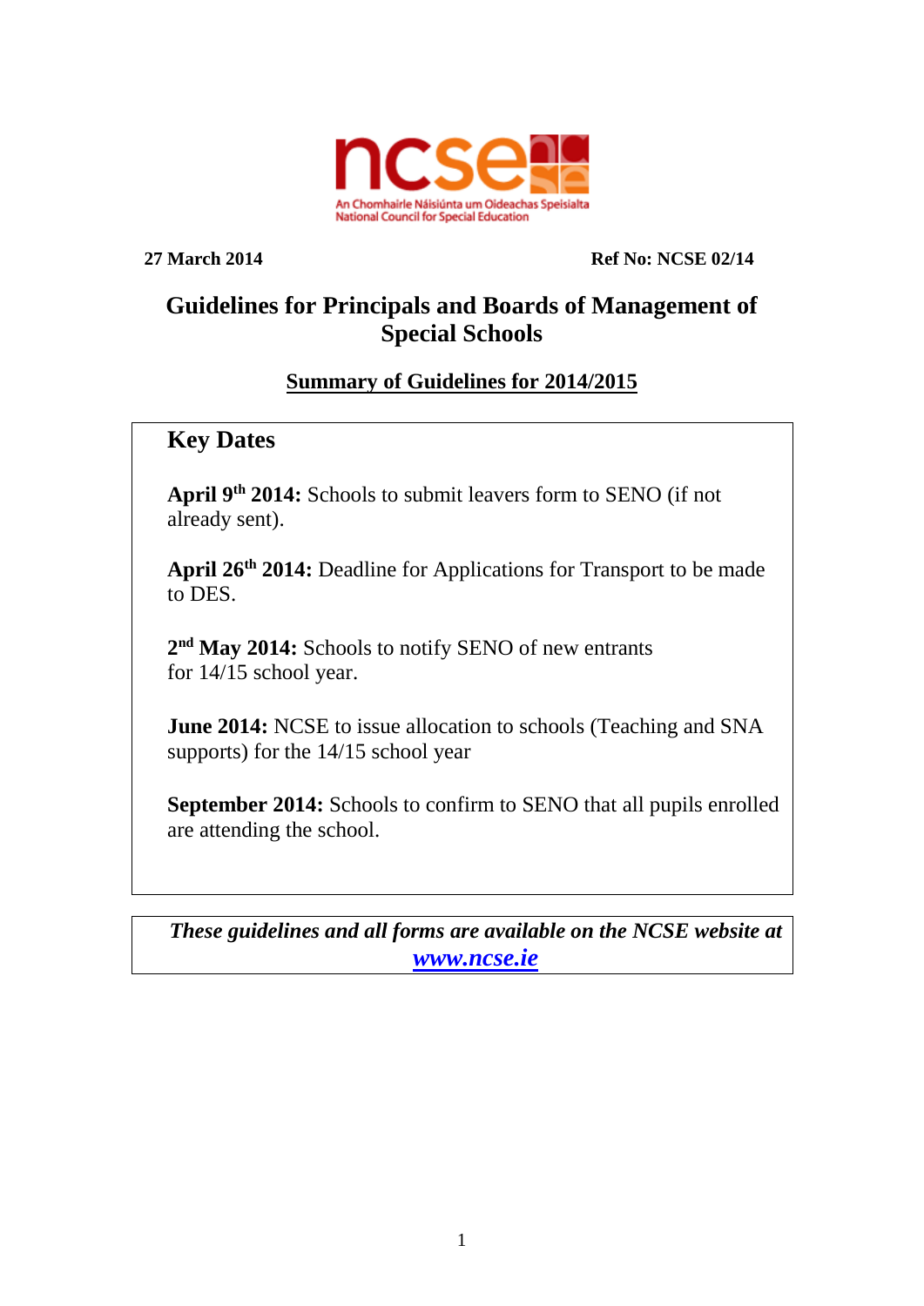ncse

An Chomhairle Náisiúnta um Oideachas Speisialta
National Council for Special Education

**27 March 2014** **Ref No: NCSE 02/14**

# Guidelines for Principals and Boards of Management of Special Schools

## Summary of Guidelines for 2014/2015

### Key Dates

**April 9th 2014:** Schools to submit leavers form to SENO (if not already sent).

**April 26th 2014:** Deadline for Applications for Transport to be made to DES.

**2nd May 2014:** Schools to notify SENO of new entrants for 14/15 school year.

**June 2014:** NCSE to issue allocation to schools (Teaching and SNA supports) for the 14/15 school year

**September 2014:** Schools to confirm to SENO that all pupils enrolled are attending the school.

***These guidelines and all forms are available on the NCSE website at [www.ncse.ie](http://www.ncse.ie)***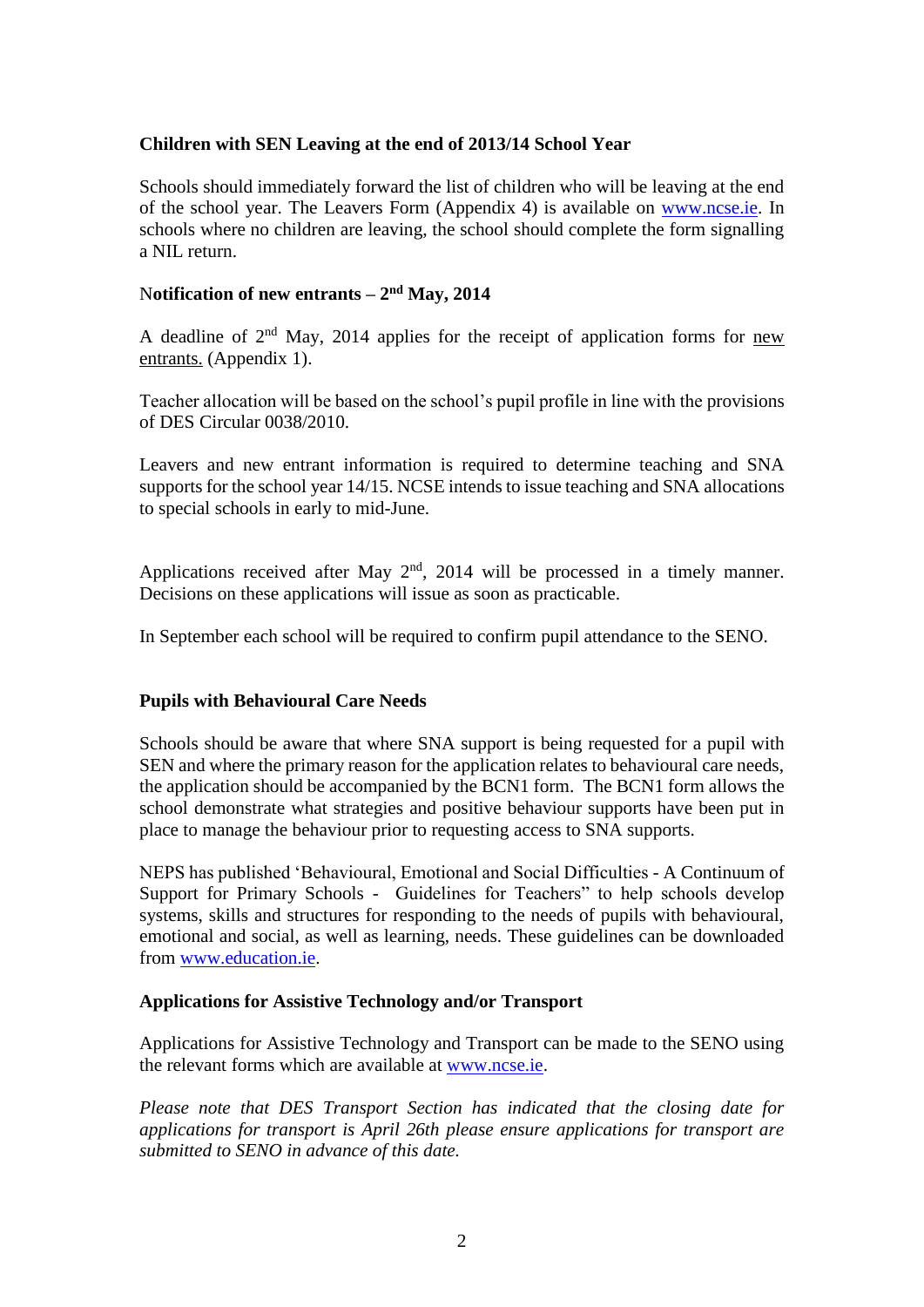**Children with SEN Leaving at the end of 2013/14 School Year**

Schools should immediately forward the list of children who will be leaving at the end of the school year. The Leavers Form (Appendix 4) is available on www.ncse.ie. In schools where no children are leaving, the school should complete the form signalling a NIL return.

**Notification of new entrants – 2nd May, 2014**

A deadline of 2nd May, 2014 applies for the receipt of application forms for new entrants. (Appendix 1).

Teacher allocation will be based on the school's pupil profile in line with the provisions of DES Circular 0038/2010.

Leavers and new entrant information is required to determine teaching and SNA supports for the school year 14/15. NCSE intends to issue teaching and SNA allocations to special schools in early to mid-June.

Applications received after May 2nd, 2014 will be processed in a timely manner. Decisions on these applications will issue as soon as practicable.

In September each school will be required to confirm pupil attendance to the SENO.

**Pupils with Behavioural Care Needs**

Schools should be aware that where SNA support is being requested for a pupil with SEN and where the primary reason for the application relates to behavioural care needs, the application should be accompanied by the BCN1 form. The BCN1 form allows the school demonstrate what strategies and positive behaviour supports have been put in place to manage the behaviour prior to requesting access to SNA supports.

NEPS has published 'Behavioural, Emotional and Social Difficulties - A Continuum of Support for Primary Schools - Guidelines for Teachers" to help schools develop systems, skills and structures for responding to the needs of pupils with behavioural, emotional and social, as well as learning, needs. These guidelines can be downloaded from www.education.ie.

**Applications for Assistive Technology and/or Transport**

Applications for Assistive Technology and Transport can be made to the SENO using the relevant forms which are available at www.ncse.ie.

*Please note that DES Transport Section has indicated that the closing date for applications for transport is April 26th please ensure applications for transport are submitted to SENO in advance of this date.*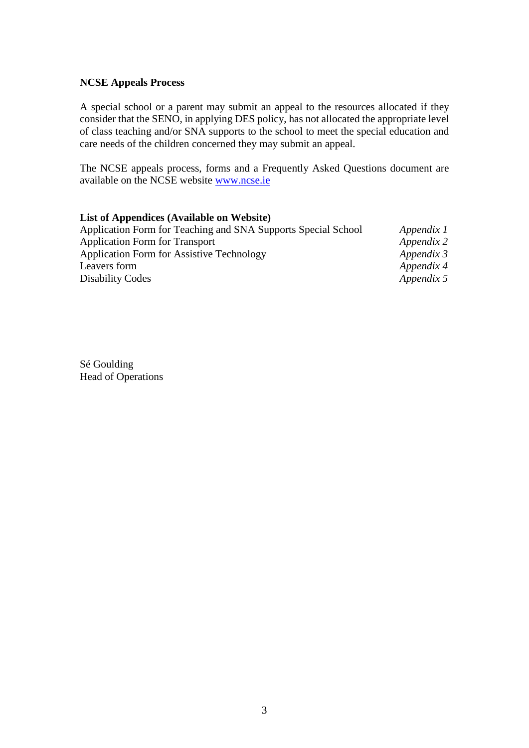**NCSE Appeals Process**

A special school or a parent may submit an appeal to the resources allocated if they consider that the SENO, in applying DES policy, has not allocated the appropriate level of class teaching and/or SNA supports to the school to meet the special education and care needs of the children concerned they may submit an appeal.

The NCSE appeals process, forms and a Frequently Asked Questions document are available on the NCSE website [www.ncse.ie](http://www.ncse.ie)

**List of Appendices (Available on Website)**

| | |
|---|---|
| Application Form for Teaching and SNA Supports Special School | *Appendix 1* |
| Application Form for Transport | *Appendix 2* |
| Application Form for Assistive Technology | *Appendix 3* |
| Leavers form | *Appendix 4* |
| Disability Codes | *Appendix 5* |

Sé Goulding
Head of Operations